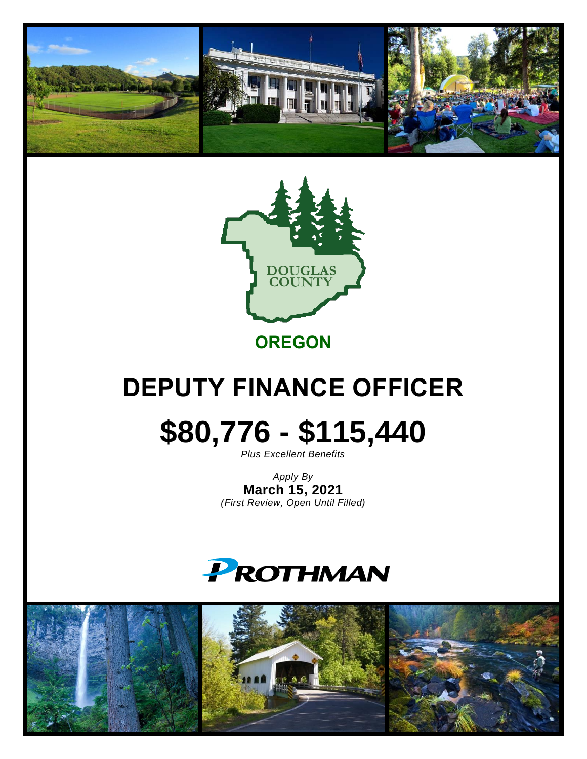DOUGLAS COUNTY

**OREGON**

# DEPUTY FINANCE OFFICER

# $80,776 - $115,440

*Plus Excellent Benefits*

*Apply By*
**March 15, 2021**
*(First Review, Open Until Filled)*

PROTHMAN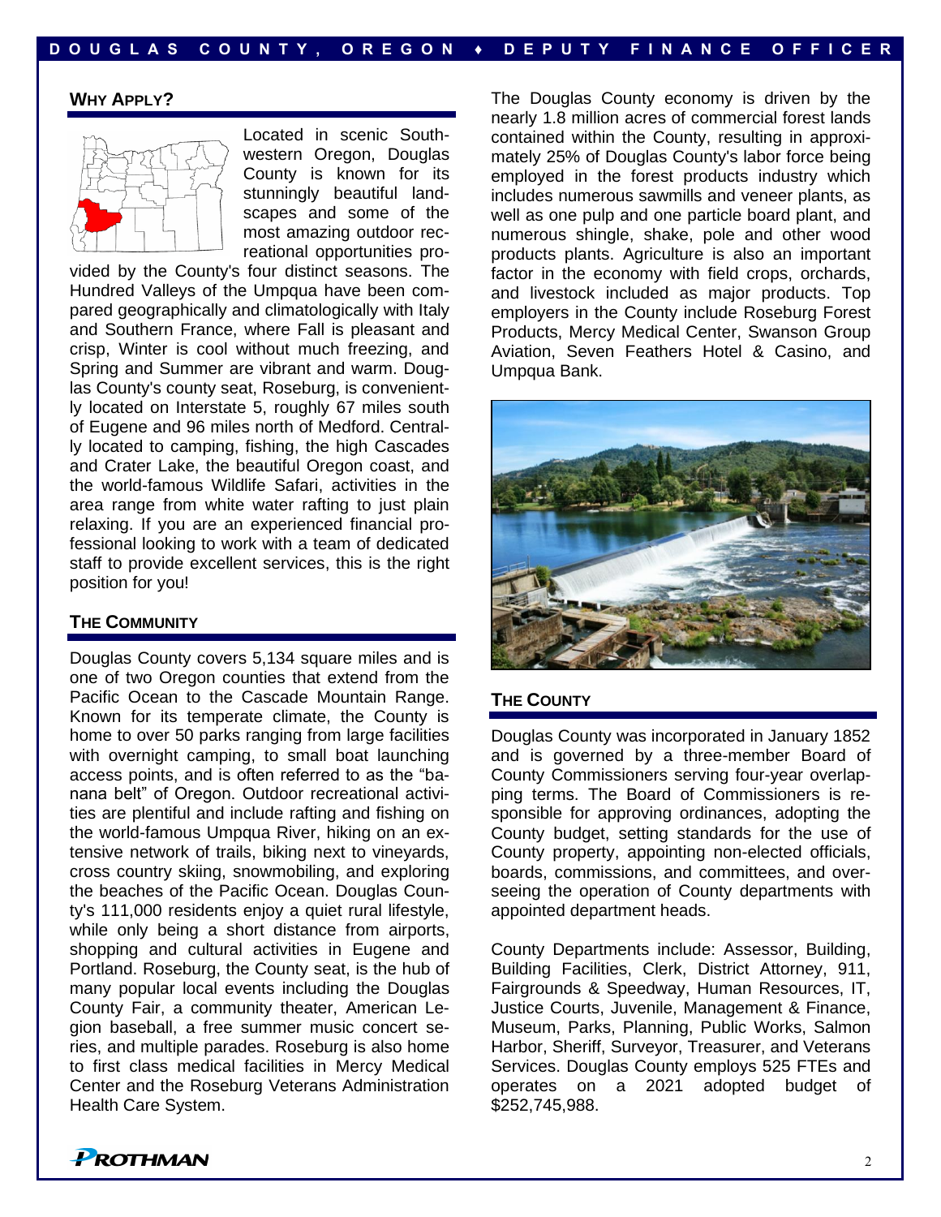## Why Apply?

Located in scenic Southwestern Oregon, Douglas County is known for its stunningly beautiful landscapes and some of the most amazing outdoor recreational opportunities provided by the County's four distinct seasons. The Hundred Valleys of the Umpqua have been compared geographically and climatologically with Italy and Southern France, where Fall is pleasant and crisp, Winter is cool without much freezing, and Spring and Summer are vibrant and warm. Douglas County's county seat, Roseburg, is conveniently located on Interstate 5, roughly 67 miles south of Eugene and 96 miles north of Medford. Centrally located to camping, fishing, the high Cascades and Crater Lake, the beautiful Oregon coast, and the world-famous Wildlife Safari, activities in the area range from white water rafting to just plain relaxing. If you are an experienced financial professional looking to work with a team of dedicated staff to provide excellent services, this is the right position for you!

## The Community

Douglas County covers 5,134 square miles and is one of two Oregon counties that extend from the Pacific Ocean to the Cascade Mountain Range. Known for its temperate climate, the County is home to over 50 parks ranging from large facilities with overnight camping, to small boat launching access points, and is often referred to as the "banana belt" of Oregon. Outdoor recreational activities are plentiful and include rafting and fishing on the world-famous Umpqua River, hiking on an extensive network of trails, biking next to vineyards, cross country skiing, snowmobiling, and exploring the beaches of the Pacific Ocean. Douglas County's 111,000 residents enjoy a quiet rural lifestyle, while only being a short distance from airports, shopping and cultural activities in Eugene and Portland. Roseburg, the County seat, is the hub of many popular local events including the Douglas County Fair, a community theater, American Legion baseball, a free summer music concert series, and multiple parades. Roseburg is also home to first class medical facilities in Mercy Medical Center and the Roseburg Veterans Administration Health Care System.

The Douglas County economy is driven by the nearly 1.8 million acres of commercial forest lands contained within the County, resulting in approximately 25% of Douglas County's labor force being employed in the forest products industry which includes numerous sawmills and veneer plants, as well as one pulp and one particle board plant, and numerous shingle, shake, pole and other wood products plants. Agriculture is also an important factor in the economy with field crops, orchards, and livestock included as major products. Top employers in the County include Roseburg Forest Products, Mercy Medical Center, Swanson Group Aviation, Seven Feathers Hotel & Casino, and Umpqua Bank.

## The County

Douglas County was incorporated in January 1852 and is governed by a three-member Board of County Commissioners serving four-year overlapping terms. The Board of Commissioners is responsible for approving ordinances, adopting the County budget, setting standards for the use of County property, appointing non-elected officials, boards, commissions, and committees, and overseeing the operation of County departments with appointed department heads.

County Departments include: Assessor, Building, Building Facilities, Clerk, District Attorney, 911, Fairgrounds & Speedway, Human Resources, IT, Justice Courts, Juvenile, Management & Finance, Museum, Parks, Planning, Public Works, Salmon Harbor, Sheriff, Surveyor, Treasurer, and Veterans Services. Douglas County employs 525 FTEs and operates on a 2021 adopted budget of $252,745,988.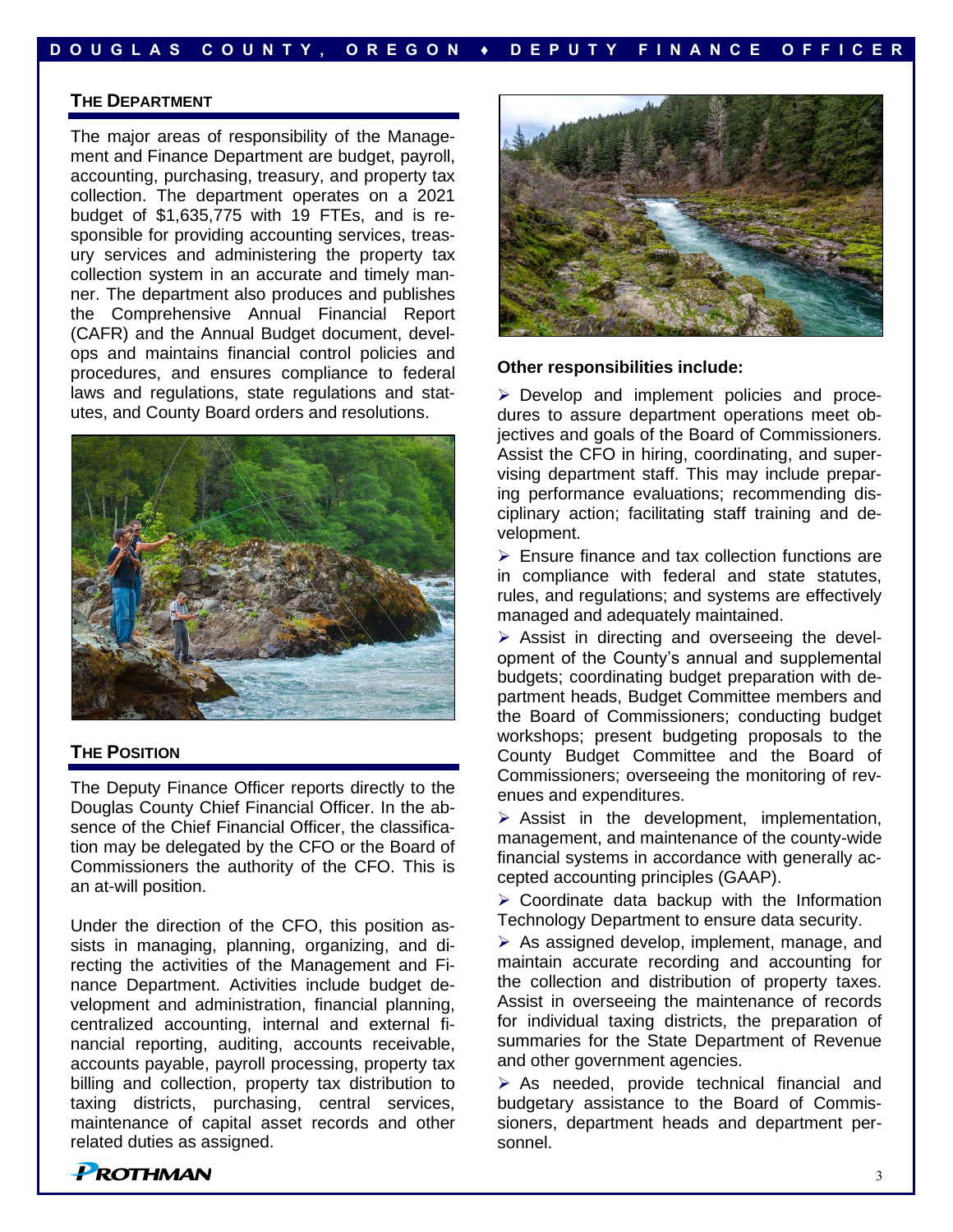## THE DEPARTMENT

The major areas of responsibility of the Management and Finance Department are budget, payroll, accounting, purchasing, treasury, and property tax collection. The department operates on a 2021 budget of $1,635,775 with 19 FTEs, and is responsible for providing accounting services, treasury services and administering the property tax collection system in an accurate and timely manner. The department also produces and publishes the Comprehensive Annual Financial Report (CAFR) and the Annual Budget document, develops and maintains financial control policies and procedures, and ensures compliance to federal laws and regulations, state regulations and statutes, and County Board orders and resolutions.

## THE POSITION

The Deputy Finance Officer reports directly to the Douglas County Chief Financial Officer. In the absence of the Chief Financial Officer, the classification may be delegated by the CFO or the Board of Commissioners the authority of the CFO. This is an at-will position.

Under the direction of the CFO, this position assists in managing, planning, organizing, and directing the activities of the Management and Finance Department. Activities include budget development and administration, financial planning, centralized accounting, internal and external financial reporting, auditing, accounts receivable, accounts payable, payroll processing, property tax billing and collection, property tax distribution to taxing districts, purchasing, central services, maintenance of capital asset records and other related duties as assigned.

**Other responsibilities include:**

- Develop and implement policies and procedures to assure department operations meet objectives and goals of the Board of Commissioners. Assist the CFO in hiring, coordinating, and supervising department staff. This may include preparing performance evaluations; recommending disciplinary action; facilitating staff training and development.
- Ensure finance and tax collection functions are in compliance with federal and state statutes, rules, and regulations; and systems are effectively managed and adequately maintained.
- Assist in directing and overseeing the development of the County's annual and supplemental budgets; coordinating budget preparation with department heads, Budget Committee members and the Board of Commissioners; conducting budget workshops; present budgeting proposals to the County Budget Committee and the Board of Commissioners; overseeing the monitoring of revenues and expenditures.
- Assist in the development, implementation, management, and maintenance of the county-wide financial systems in accordance with generally accepted accounting principles (GAAP).
- Coordinate data backup with the Information Technology Department to ensure data security.
- As assigned develop, implement, manage, and maintain accurate recording and accounting for the collection and distribution of property taxes. Assist in overseeing the maintenance of records for individual taxing districts, the preparation of summaries for the State Department of Revenue and other government agencies.
- As needed, provide technical financial and budgetary assistance to the Board of Commissioners, department heads and department personnel.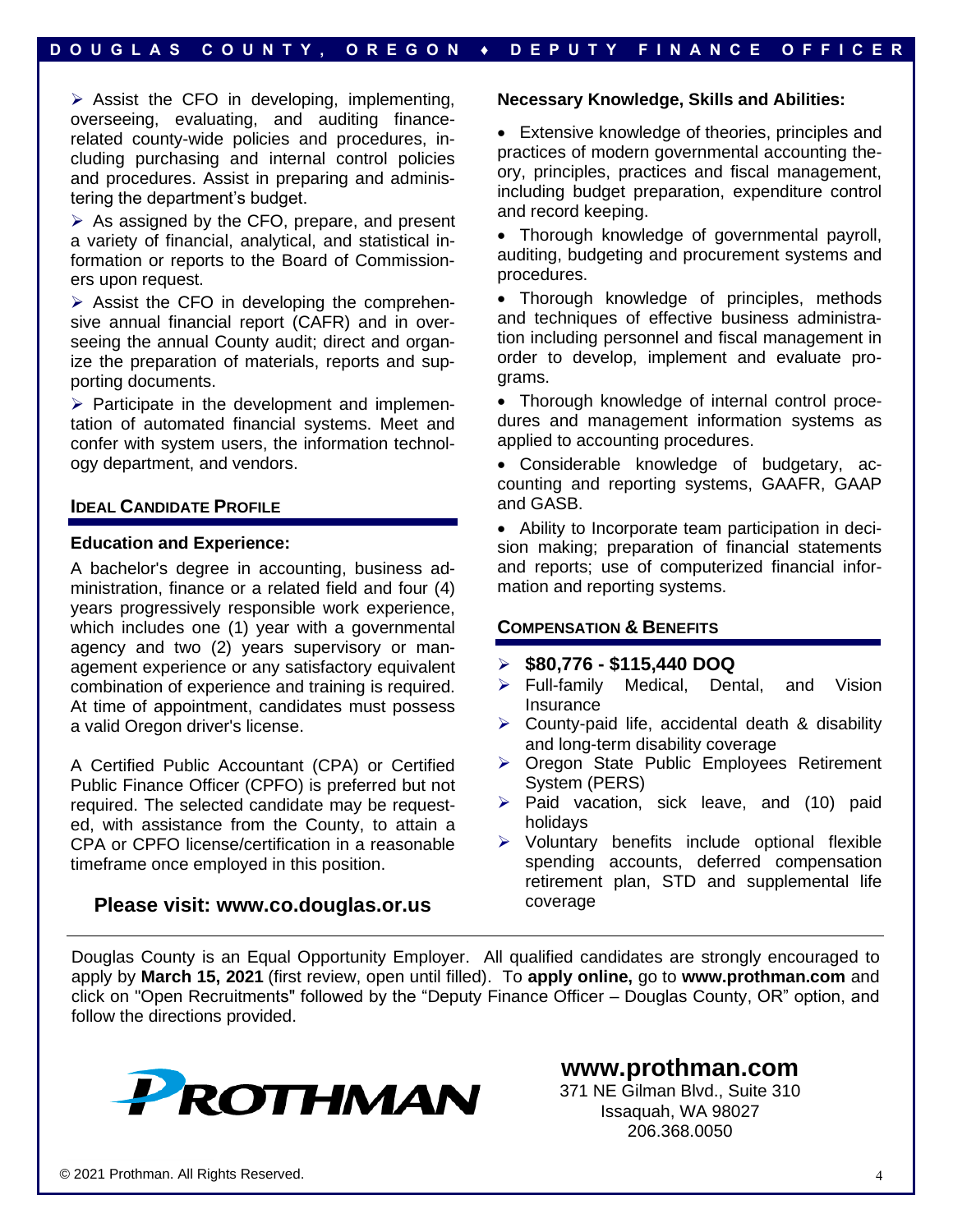- Assist the CFO in developing, implementing, overseeing, evaluating, and auditing finance-related county-wide policies and procedures, including purchasing and internal control policies and procedures. Assist in preparing and administering the department's budget.
- As assigned by the CFO, prepare, and present a variety of financial, analytical, and statistical information or reports to the Board of Commissioners upon request.
- Assist the CFO in developing the comprehensive annual financial report (CAFR) and in overseeing the annual County audit; direct and organize the preparation of materials, reports and supporting documents.
- Participate in the development and implementation of automated financial systems. Meet and confer with system users, the information technology department, and vendors.

## IDEAL CANDIDATE PROFILE

**Education and Experience:**

A bachelor's degree in accounting, business administration, finance or a related field and four (4) years progressively responsible work experience, which includes one (1) year with a governmental agency and two (2) years supervisory or management experience or any satisfactory equivalent combination of experience and training is required. At time of appointment, candidates must possess a valid Oregon driver's license.

A Certified Public Accountant (CPA) or Certified Public Finance Officer (CPFO) is preferred but not required. The selected candidate may be requested, with assistance from the County, to attain a CPA or CPFO license/certification in a reasonable timeframe once employed in this position.

**Please visit: www.co.douglas.or.us**

**Necessary Knowledge, Skills and Abilities:**

- Extensive knowledge of theories, principles and practices of modern governmental accounting theory, principles, practices and fiscal management, including budget preparation, expenditure control and record keeping.
- Thorough knowledge of governmental payroll, auditing, budgeting and procurement systems and procedures.
- Thorough knowledge of principles, methods and techniques of effective business administration including personnel and fiscal management in order to develop, implement and evaluate programs.
- Thorough knowledge of internal control procedures and management information systems as applied to accounting procedures.
- Considerable knowledge of budgetary, accounting and reporting systems, GAAFR, GAAP and GASB.
- Ability to Incorporate team participation in decision making; preparation of financial statements and reports; use of computerized financial information and reporting systems.

## COMPENSATION & BENEFITS

- **$80,776 - $115,440 DOQ**
- Full-family Medical, Dental, and Vision Insurance
- County-paid life, accidental death & disability and long-term disability coverage
- Oregon State Public Employees Retirement System (PERS)
- Paid vacation, sick leave, and (10) paid holidays
- Voluntary benefits include optional flexible spending accounts, deferred compensation retirement plan, STD and supplemental life coverage

---

Douglas County is an Equal Opportunity Employer. All qualified candidates are strongly encouraged to apply by **March 15, 2021** (first review, open until filled). To **apply online,** go to **www.prothman.com** and click on "Open Recruitments" followed by the "Deputy Finance Officer – Douglas County, OR" option, and follow the directions provided.

PROTHMAN

**www.prothman.com**
371 NE Gilman Blvd., Suite 310
Issaquah, WA 98027
206.368.0050

© 2021 Prothman. All Rights Reserved.